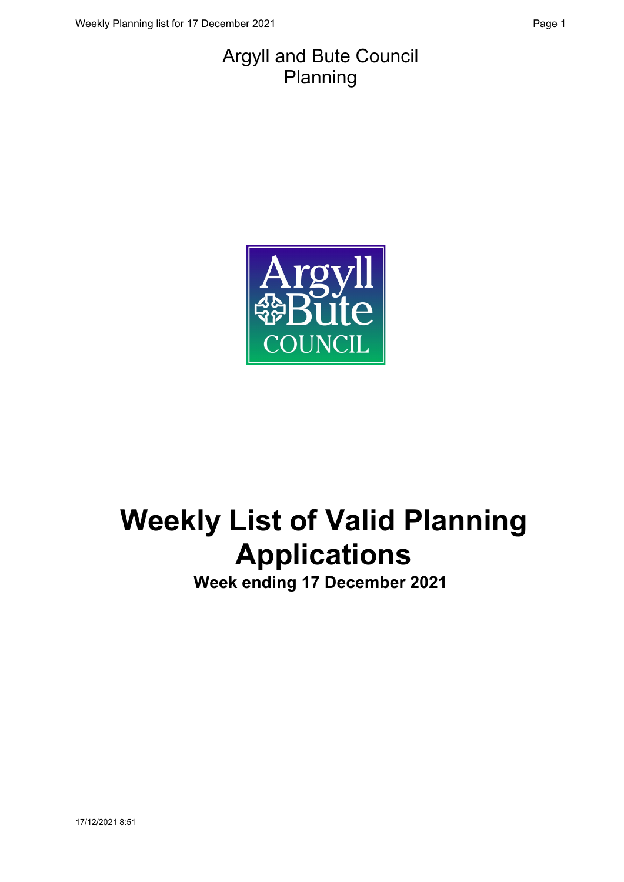Argyll and Bute Council
Planning

# Weekly List of Valid Planning Applications

**Week ending 17 December 2021**

17/12/2021 8:51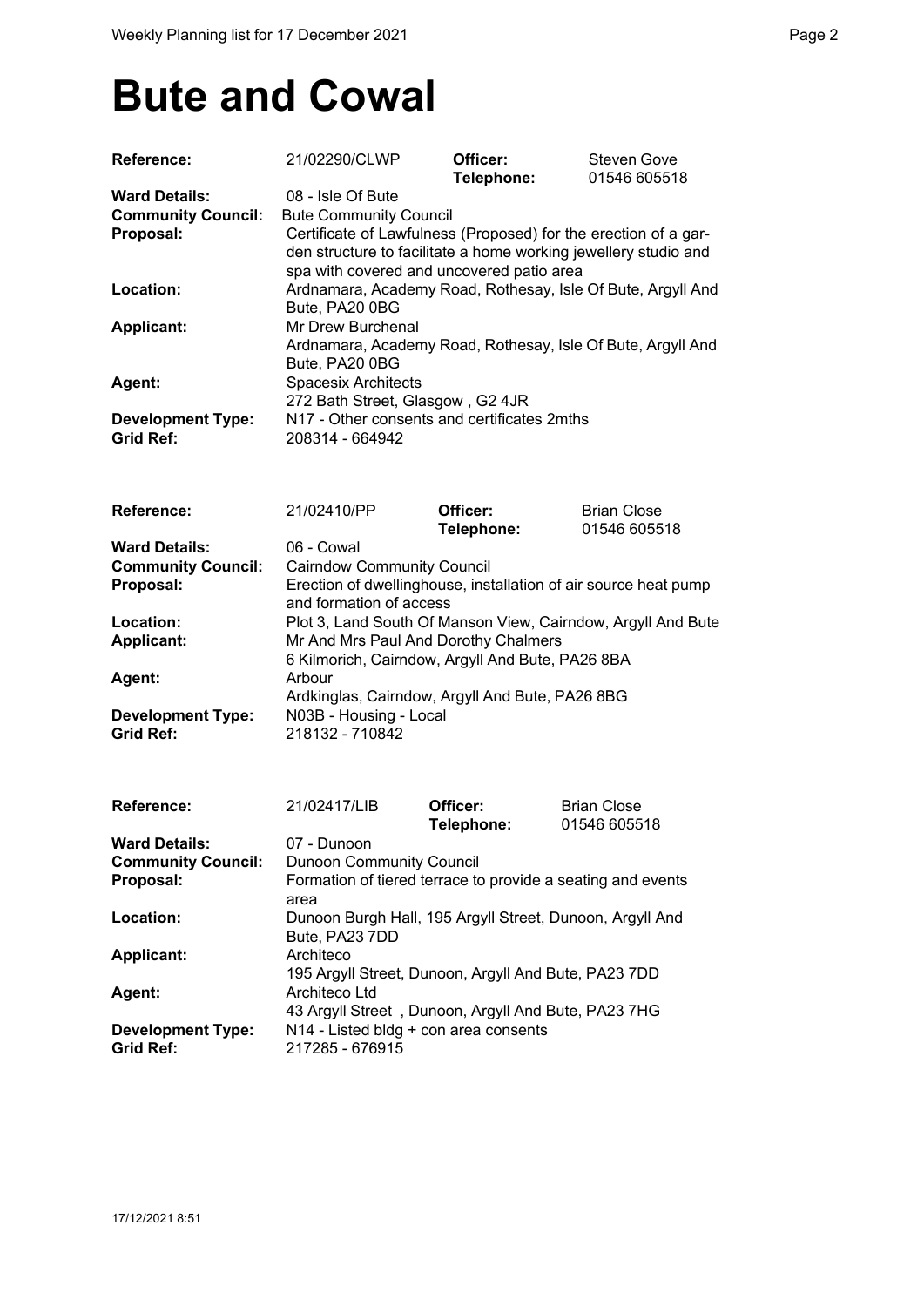# Bute and Cowal

| | | | |
|---|---|---|---|
| **Reference:** | 21/02290/CLWP | **Officer:** | Steven Gove |
| | | **Telephone:** | 01546 605518 |
| **Ward Details:** | 08 - Isle Of Bute | | |
| **Community Council:** | Bute Community Council | | |
| **Proposal:** | Certificate of Lawfulness (Proposed) for the erection of a garden structure to facilitate a home working jewellery studio and spa with covered and uncovered patio area | | |
| **Location:** | Ardnamara, Academy Road, Rothesay, Isle Of Bute, Argyll And Bute, PA20 0BG | | |
| **Applicant:** | Mr Drew Burchenal<br>Ardnamara, Academy Road, Rothesay, Isle Of Bute, Argyll And Bute, PA20 0BG | | |
| **Agent:** | Spacesix Architects<br>272 Bath Street, Glasgow , G2 4JR | | |
| **Development Type:** | N17 - Other consents and certificates 2mths | | |
| **Grid Ref:** | 208314 - 664942 | | |

| | | | |
|---|---|---|---|
| **Reference:** | 21/02410/PP | **Officer:** | Brian Close |
| | | **Telephone:** | 01546 605518 |
| **Ward Details:** | 06 - Cowal | | |
| **Community Council:** | Cairndow Community Council | | |
| **Proposal:** | Erection of dwellinghouse, installation of air source heat pump and formation of access | | |
| **Location:** | Plot 3, Land South Of Manson View, Cairndow, Argyll And Bute | | |
| **Applicant:** | Mr And Mrs Paul And Dorothy Chalmers<br>6 Kilmorich, Cairndow, Argyll And Bute, PA26 8BA | | |
| **Agent:** | Arbour<br>Ardkinglas, Cairndow, Argyll And Bute, PA26 8BG | | |
| **Development Type:** | N03B - Housing - Local | | |
| **Grid Ref:** | 218132 - 710842 | | |

| | | | |
|---|---|---|---|
| **Reference:** | 21/02417/LIB | **Officer:** | Brian Close |
| | | **Telephone:** | 01546 605518 |
| **Ward Details:** | 07 - Dunoon | | |
| **Community Council:** | Dunoon Community Council | | |
| **Proposal:** | Formation of tiered terrace to provide a seating and events area | | |
| **Location:** | Dunoon Burgh Hall, 195 Argyll Street, Dunoon, Argyll And Bute, PA23 7DD | | |
| **Applicant:** | Architeco<br>195 Argyll Street, Dunoon, Argyll And Bute, PA23 7DD | | |
| **Agent:** | Architeco Ltd<br>43 Argyll Street , Dunoon, Argyll And Bute, PA23 7HG | | |
| **Development Type:** | N14 - Listed bldg + con area consents | | |
| **Grid Ref:** | 217285 - 676915 | | |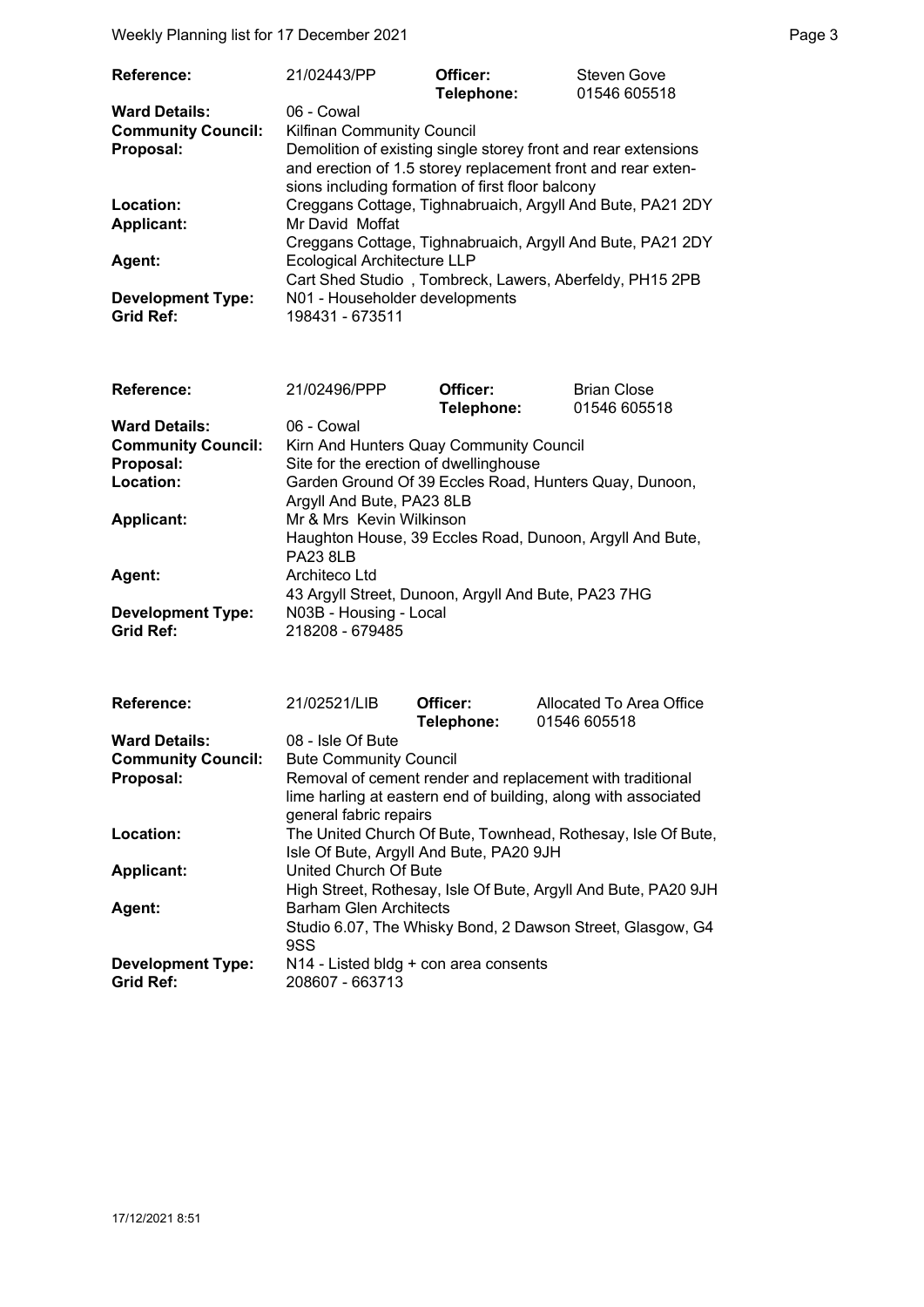| | | | |
|---|---|---|---|
| **Reference:** | 21/02443/PP | **Officer:** **Telephone:** | Steven Gove 01546 605518 |
| **Ward Details:** | 06 - Cowal | | |
| **Community Council:** | Kilfinan Community Council | | |
| **Proposal:** | Demolition of existing single storey front and rear extensions and erection of 1.5 storey replacement front and rear extensions including formation of first floor balcony | | |
| **Location:** | Creggans Cottage, Tighnabruaich, Argyll And Bute, PA21 2DY | | |
| **Applicant:** | Mr David Moffat Creggans Cottage, Tighnabruaich, Argyll And Bute, PA21 2DY | | |
| **Agent:** | Ecological Architecture LLP Cart Shed Studio , Tombreck, Lawers, Aberfeldy, PH15 2PB | | |
| **Development Type:** | N01 - Householder developments | | |
| **Grid Ref:** | 198431 - 673511 | | |

| | | | |
|---|---|---|---|
| **Reference:** | 21/02496/PPP | **Officer:** **Telephone:** | Brian Close 01546 605518 |
| **Ward Details:** | 06 - Cowal | | |
| **Community Council:** | Kirn And Hunters Quay Community Council | | |
| **Proposal:** | Site for the erection of dwellinghouse | | |
| **Location:** | Garden Ground Of 39 Eccles Road, Hunters Quay, Dunoon, Argyll And Bute, PA23 8LB | | |
| **Applicant:** | Mr & Mrs Kevin Wilkinson Haughton House, 39 Eccles Road, Dunoon, Argyll And Bute, PA23 8LB | | |
| **Agent:** | Architeco Ltd 43 Argyll Street, Dunoon, Argyll And Bute, PA23 7HG | | |
| **Development Type:** | N03B - Housing - Local | | |
| **Grid Ref:** | 218208 - 679485 | | |

| | | | |
|---|---|---|---|
| **Reference:** | 21/02521/LIB | **Officer:** **Telephone:** | Allocated To Area Office 01546 605518 |
| **Ward Details:** | 08 - Isle Of Bute | | |
| **Community Council:** | Bute Community Council | | |
| **Proposal:** | Removal of cement render and replacement with traditional lime harling at eastern end of building, along with associated general fabric repairs | | |
| **Location:** | The United Church Of Bute, Townhead, Rothesay, Isle Of Bute, Isle Of Bute, Argyll And Bute, PA20 9JH | | |
| **Applicant:** | United Church Of Bute High Street, Rothesay, Isle Of Bute, Argyll And Bute, PA20 9JH | | |
| **Agent:** | Barham Glen Architects Studio 6.07, The Whisky Bond, 2 Dawson Street, Glasgow, G4 9SS | | |
| **Development Type:** | N14 - Listed bldg + con area consents | | |
| **Grid Ref:** | 208607 - 663713 | | |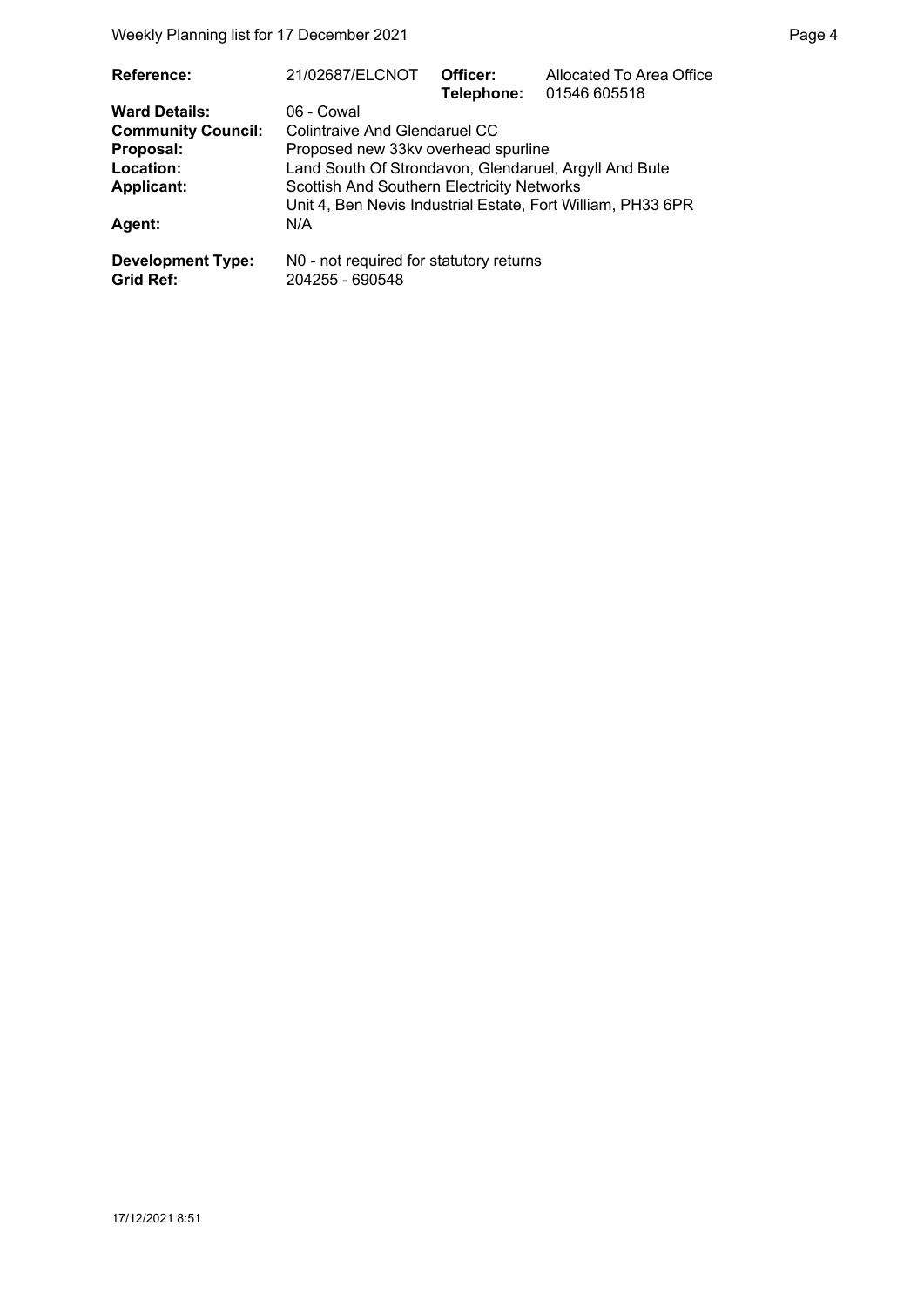| | | | |
|---|---|---|---|
| **Reference:** | 21/02687/ELCNOT | **Officer:** | Allocated To Area Office |
| | | **Telephone:** | 01546 605518 |
| **Ward Details:** | 06 - Cowal | | |
| **Community Council:** | Colintraive And Glendaruel CC | | |
| **Proposal:** | Proposed new 33kv overhead spurline | | |
| **Location:** | Land South Of Strondavon, Glendaruel, Argyll And Bute | | |
| **Applicant:** | Scottish And Southern Electricity Networks<br>Unit 4, Ben Nevis Industrial Estate, Fort William, PH33 6PR | | |
| **Agent:** | N/A | | |
| **Development Type:** | N0 - not required for statutory returns | | |
| **Grid Ref:** | 204255 - 690548 | | |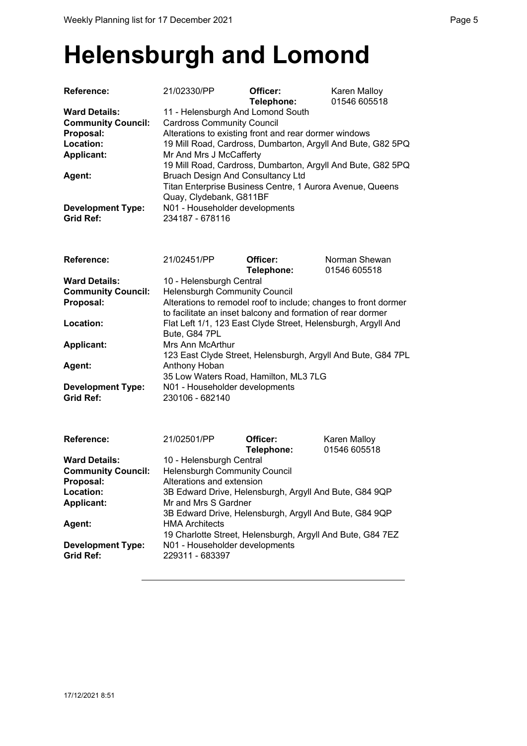# Helensburgh and Lomond

| | | | |
|---|---|---|---|
| **Reference:** | 21/02330/PP | **Officer:** **Telephone:** | Karen Malloy 01546 605518 |
| **Ward Details:** | 11 - Helensburgh And Lomond South | | |
| **Community Council:** | Cardross Community Council | | |
| **Proposal:** | Alterations to existing front and rear dormer windows | | |
| **Location:** | 19 Mill Road, Cardross, Dumbarton, Argyll And Bute, G82 5PQ | | |
| **Applicant:** | Mr And Mrs J McCafferty<br>19 Mill Road, Cardross, Dumbarton, Argyll And Bute, G82 5PQ | | |
| **Agent:** | Bruach Design And Consultancy Ltd<br>Titan Enterprise Business Centre, 1 Aurora Avenue, Queens Quay, Clydebank, G811BF | | |
| **Development Type:** | N01 - Householder developments | | |
| **Grid Ref:** | 234187 - 678116 | | |

| | | | |
|---|---|---|---|
| **Reference:** | 21/02451/PP | **Officer:** **Telephone:** | Norman Shewan 01546 605518 |
| **Ward Details:** | 10 - Helensburgh Central | | |
| **Community Council:** | Helensburgh Community Council | | |
| **Proposal:** | Alterations to remodel roof to include; changes to front dormer to facilitate an inset balcony and formation of rear dormer | | |
| **Location:** | Flat Left 1/1, 123 East Clyde Street, Helensburgh, Argyll And Bute, G84 7PL | | |
| **Applicant:** | Mrs Ann McArthur<br>123 East Clyde Street, Helensburgh, Argyll And Bute, G84 7PL | | |
| **Agent:** | Anthony Hoban<br>35 Low Waters Road, Hamilton, ML3 7LG | | |
| **Development Type:** | N01 - Householder developments | | |
| **Grid Ref:** | 230106 - 682140 | | |

| | | | |
|---|---|---|---|
| **Reference:** | 21/02501/PP | **Officer:** **Telephone:** | Karen Malloy 01546 605518 |
| **Ward Details:** | 10 - Helensburgh Central | | |
| **Community Council:** | Helensburgh Community Council | | |
| **Proposal:** | Alterations and extension | | |
| **Location:** | 3B Edward Drive, Helensburgh, Argyll And Bute, G84 9QP | | |
| **Applicant:** | Mr and Mrs S Gardner<br>3B Edward Drive, Helensburgh, Argyll And Bute, G84 9QP | | |
| **Agent:** | HMA Architects<br>19 Charlotte Street, Helensburgh, Argyll And Bute, G84 7EZ | | |
| **Development Type:** | N01 - Householder developments | | |
| **Grid Ref:** | 229311 - 683397 | | |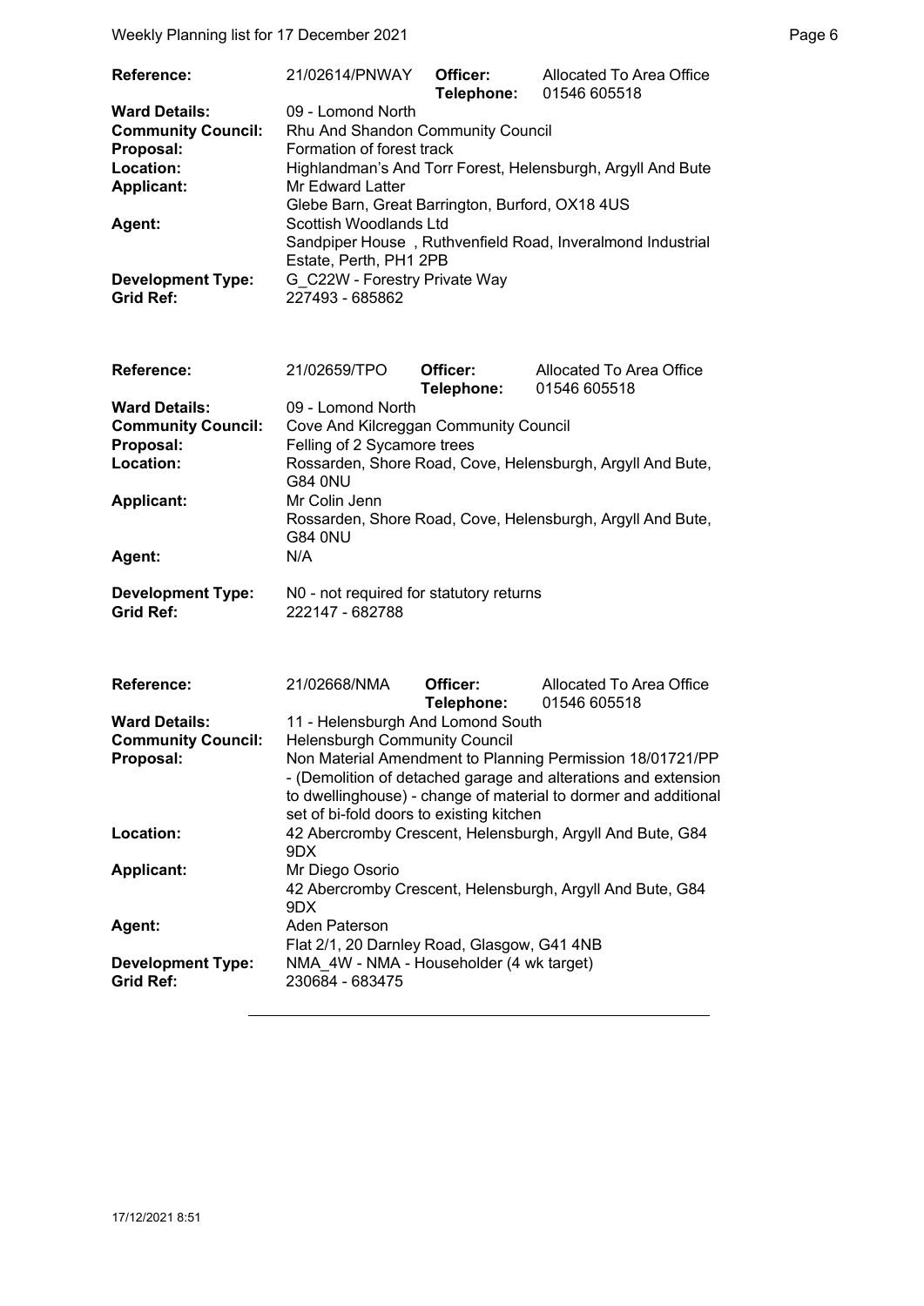| | | | |
|---|---|---|---|
| **Reference:** | 21/02614/PNWAY | **Officer:** **Telephone:** | Allocated To Area Office 01546 605518 |
| **Ward Details:** | 09 - Lomond North | | |
| **Community Council:** | Rhu And Shandon Community Council | | |
| **Proposal:** | Formation of forest track | | |
| **Location:** | Highlandman's And Torr Forest, Helensburgh, Argyll And Bute | | |
| **Applicant:** | Mr Edward Latter Glebe Barn, Great Barrington, Burford, OX18 4US | | |
| **Agent:** | Scottish Woodlands Ltd Sandpiper House , Ruthvenfield Road, Inveralmond Industrial Estate, Perth, PH1 2PB | | |
| **Development Type:** | G_C22W - Forestry Private Way | | |
| **Grid Ref:** | 227493 - 685862 | | |

| | | | |
|---|---|---|---|
| **Reference:** | 21/02659/TPO | **Officer:** **Telephone:** | Allocated To Area Office 01546 605518 |
| **Ward Details:** | 09 - Lomond North | | |
| **Community Council:** | Cove And Kilcreggan Community Council | | |
| **Proposal:** | Felling of 2 Sycamore trees | | |
| **Location:** | Rossarden, Shore Road, Cove, Helensburgh, Argyll And Bute, G84 0NU | | |
| **Applicant:** | Mr Colin Jenn Rossarden, Shore Road, Cove, Helensburgh, Argyll And Bute, G84 0NU | | |
| **Agent:** | N/A | | |
| **Development Type:** | N0 - not required for statutory returns | | |
| **Grid Ref:** | 222147 - 682788 | | |

| | | | |
|---|---|---|---|
| **Reference:** | 21/02668/NMA | **Officer:** **Telephone:** | Allocated To Area Office 01546 605518 |
| **Ward Details:** | 11 - Helensburgh And Lomond South | | |
| **Community Council:** | Helensburgh Community Council | | |
| **Proposal:** | Non Material Amendment to Planning Permission 18/01721/PP - (Demolition of detached garage and alterations and extension to dwellinghouse) - change of material to dormer and additional set of bi-fold doors to existing kitchen | | |
| **Location:** | 42 Abercromby Crescent, Helensburgh, Argyll And Bute, G84 9DX | | |
| **Applicant:** | Mr Diego Osorio 42 Abercromby Crescent, Helensburgh, Argyll And Bute, G84 9DX | | |
| **Agent:** | Aden Paterson Flat 2/1, 20 Darnley Road, Glasgow, G41 4NB | | |
| **Development Type:** | NMA_4W - NMA - Householder (4 wk target) | | |
| **Grid Ref:** | 230684 - 683475 | | |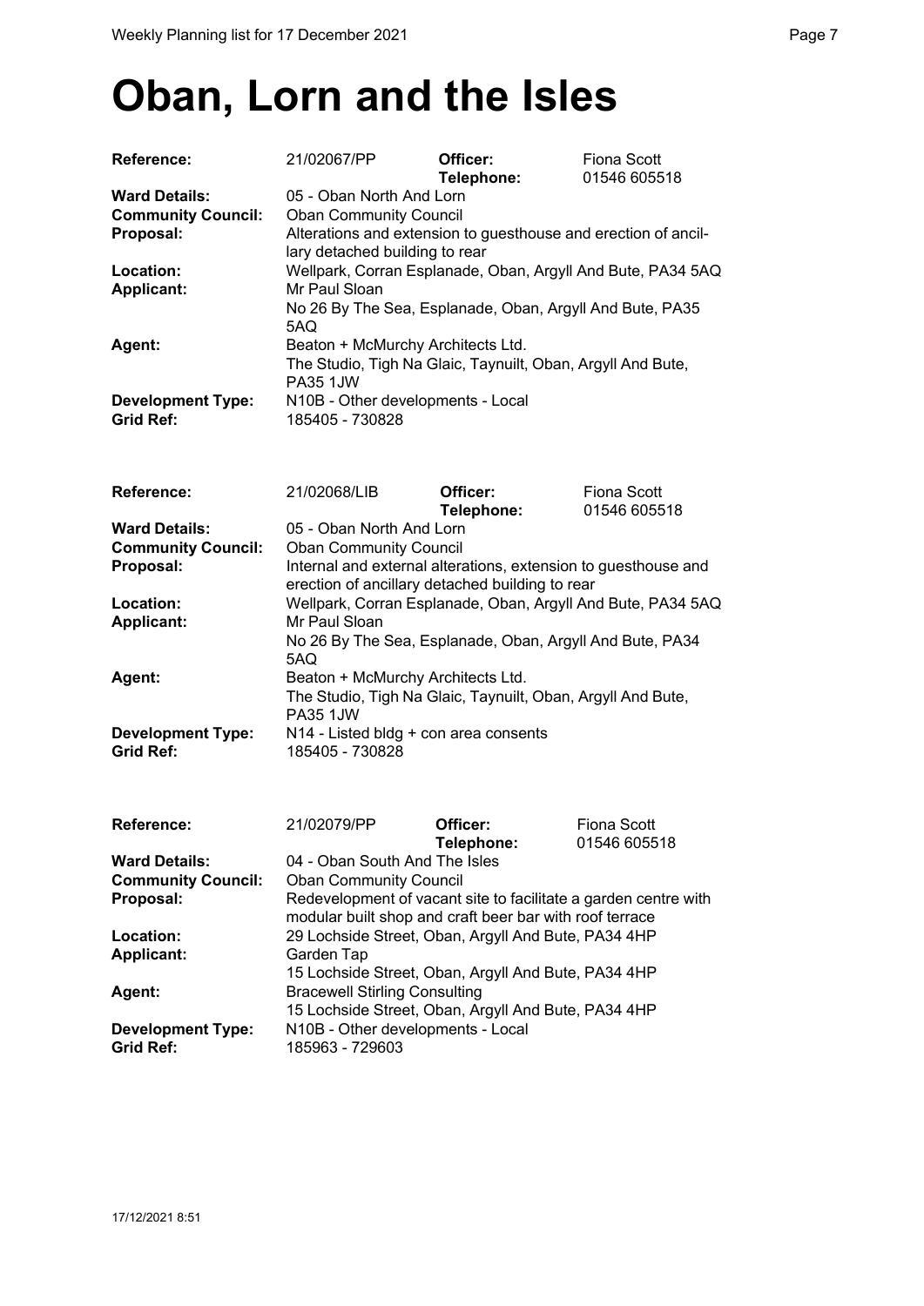# Oban, Lorn and the Isles

| | | | |
|---|---|---|---|
| **Reference:** | 21/02067/PP | **Officer:** **Telephone:** | Fiona Scott 01546 605518 |
| **Ward Details:** | 05 - Oban North And Lorn | | |
| **Community Council:** | Oban Community Council | | |
| **Proposal:** | Alterations and extension to guesthouse and erection of ancillary detached building to rear | | |
| **Location:** | Wellpark, Corran Esplanade, Oban, Argyll And Bute, PA34 5AQ | | |
| **Applicant:** | Mr Paul Sloan<br>No 26 By The Sea, Esplanade, Oban, Argyll And Bute, PA35 5AQ | | |
| **Agent:** | Beaton + McMurchy Architects Ltd.<br>The Studio, Tigh Na Glaic, Taynuilt, Oban, Argyll And Bute, PA35 1JW | | |
| **Development Type:** | N10B - Other developments - Local | | |
| **Grid Ref:** | 185405 - 730828 | | |

| | | | |
|---|---|---|---|
| **Reference:** | 21/02068/LIB | **Officer:** **Telephone:** | Fiona Scott 01546 605518 |
| **Ward Details:** | 05 - Oban North And Lorn | | |
| **Community Council:** | Oban Community Council | | |
| **Proposal:** | Internal and external alterations, extension to guesthouse and erection of ancillary detached building to rear | | |
| **Location:** | Wellpark, Corran Esplanade, Oban, Argyll And Bute, PA34 5AQ | | |
| **Applicant:** | Mr Paul Sloan<br>No 26 By The Sea, Esplanade, Oban, Argyll And Bute, PA34 5AQ | | |
| **Agent:** | Beaton + McMurchy Architects Ltd.<br>The Studio, Tigh Na Glaic, Taynuilt, Oban, Argyll And Bute, PA35 1JW | | |
| **Development Type:** | N14 - Listed bldg + con area consents | | |
| **Grid Ref:** | 185405 - 730828 | | |

| | | | |
|---|---|---|---|
| **Reference:** | 21/02079/PP | **Officer:** **Telephone:** | Fiona Scott 01546 605518 |
| **Ward Details:** | 04 - Oban South And The Isles | | |
| **Community Council:** | Oban Community Council | | |
| **Proposal:** | Redevelopment of vacant site to facilitate a garden centre with modular built shop and craft beer bar with roof terrace | | |
| **Location:** | 29 Lochside Street, Oban, Argyll And Bute, PA34 4HP | | |
| **Applicant:** | Garden Tap<br>15 Lochside Street, Oban, Argyll And Bute, PA34 4HP | | |
| **Agent:** | Bracewell Stirling Consulting<br>15 Lochside Street, Oban, Argyll And Bute, PA34 4HP | | |
| **Development Type:** | N10B - Other developments - Local | | |
| **Grid Ref:** | 185963 - 729603 | | |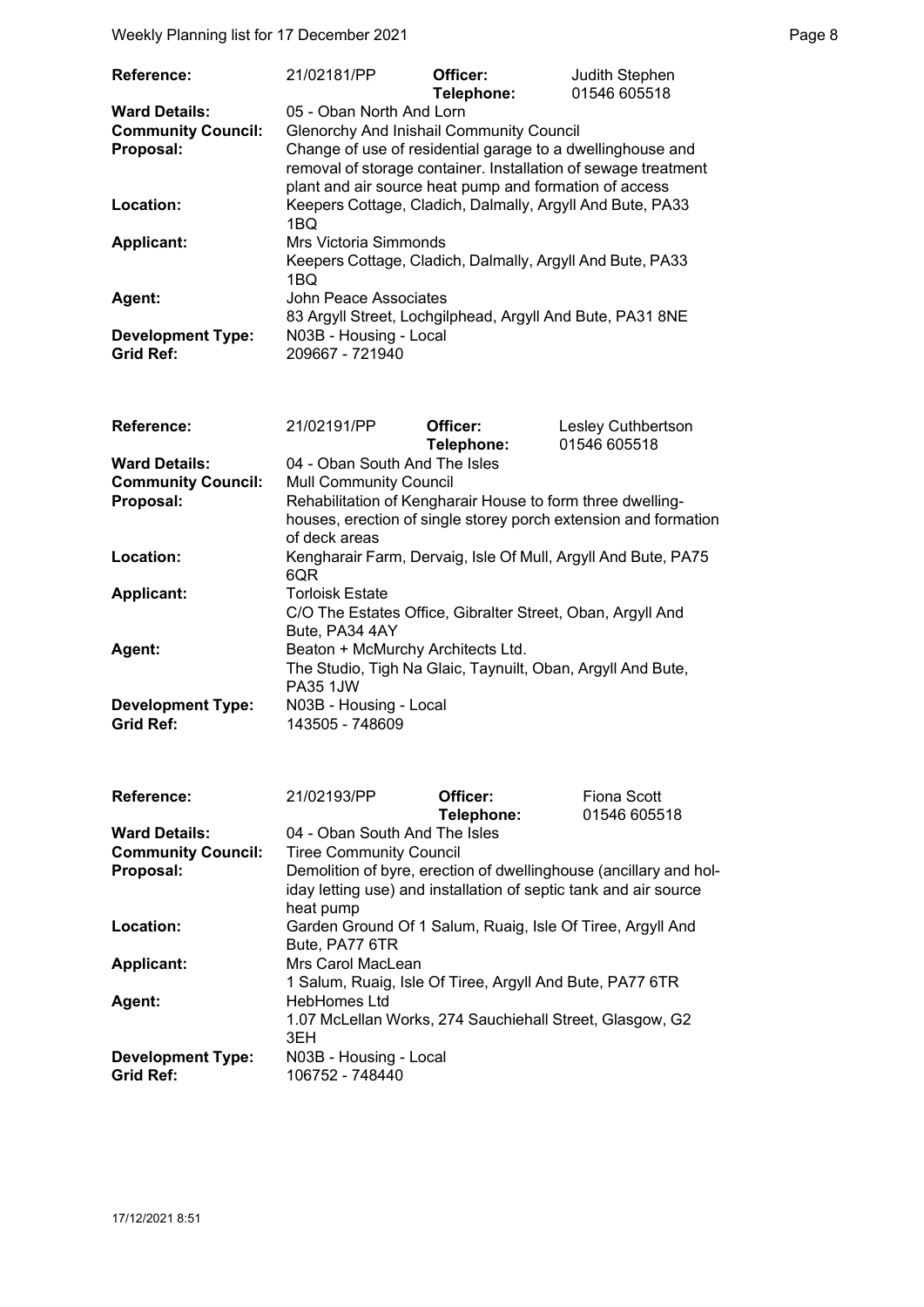| | | | |
|---|---|---|---|
| **Reference:** | 21/02181/PP | **Officer:** **Telephone:** | Judith Stephen 01546 605518 |
| **Ward Details:** | 05 - Oban North And Lorn | | |
| **Community Council:** | Glenorchy And Inishail Community Council | | |
| **Proposal:** | Change of use of residential garage to a dwellinghouse and removal of storage container. Installation of sewage treatment plant and air source heat pump and formation of access | | |
| **Location:** | Keepers Cottage, Cladich, Dalmally, Argyll And Bute, PA33 1BQ | | |
| **Applicant:** | Mrs Victoria Simmonds Keepers Cottage, Cladich, Dalmally, Argyll And Bute, PA33 1BQ | | |
| **Agent:** | John Peace Associates 83 Argyll Street, Lochgilphead, Argyll And Bute, PA31 8NE | | |
| **Development Type:** | N03B - Housing - Local | | |
| **Grid Ref:** | 209667 - 721940 | | |

| | | | |
|---|---|---|---|
| **Reference:** | 21/02191/PP | **Officer:** **Telephone:** | Lesley Cuthbertson 01546 605518 |
| **Ward Details:** | 04 - Oban South And The Isles | | |
| **Community Council:** | Mull Community Council | | |
| **Proposal:** | Rehabilitation of Kengharair House to form three dwelling-houses, erection of single storey porch extension and formation of deck areas | | |
| **Location:** | Kengharair Farm, Dervaig, Isle Of Mull, Argyll And Bute, PA75 6QR | | |
| **Applicant:** | Torloisk Estate C/O The Estates Office, Gibralter Street, Oban, Argyll And Bute, PA34 4AY | | |
| **Agent:** | Beaton + McMurchy Architects Ltd. The Studio, Tigh Na Glaic, Taynuilt, Oban, Argyll And Bute, PA35 1JW | | |
| **Development Type:** | N03B - Housing - Local | | |
| **Grid Ref:** | 143505 - 748609 | | |

| | | | |
|---|---|---|---|
| **Reference:** | 21/02193/PP | **Officer:** **Telephone:** | Fiona Scott 01546 605518 |
| **Ward Details:** | 04 - Oban South And The Isles | | |
| **Community Council:** | Tiree Community Council | | |
| **Proposal:** | Demolition of byre, erection of dwellinghouse (ancillary and holiday letting use) and installation of septic tank and air source heat pump | | |
| **Location:** | Garden Ground Of 1 Salum, Ruaig, Isle Of Tiree, Argyll And Bute, PA77 6TR | | |
| **Applicant:** | Mrs Carol MacLean 1 Salum, Ruaig, Isle Of Tiree, Argyll And Bute, PA77 6TR | | |
| **Agent:** | HebHomes Ltd 1.07 McLellan Works, 274 Sauchiehall Street, Glasgow, G2 3EH | | |
| **Development Type:** | N03B - Housing - Local | | |
| **Grid Ref:** | 106752 - 748440 | | |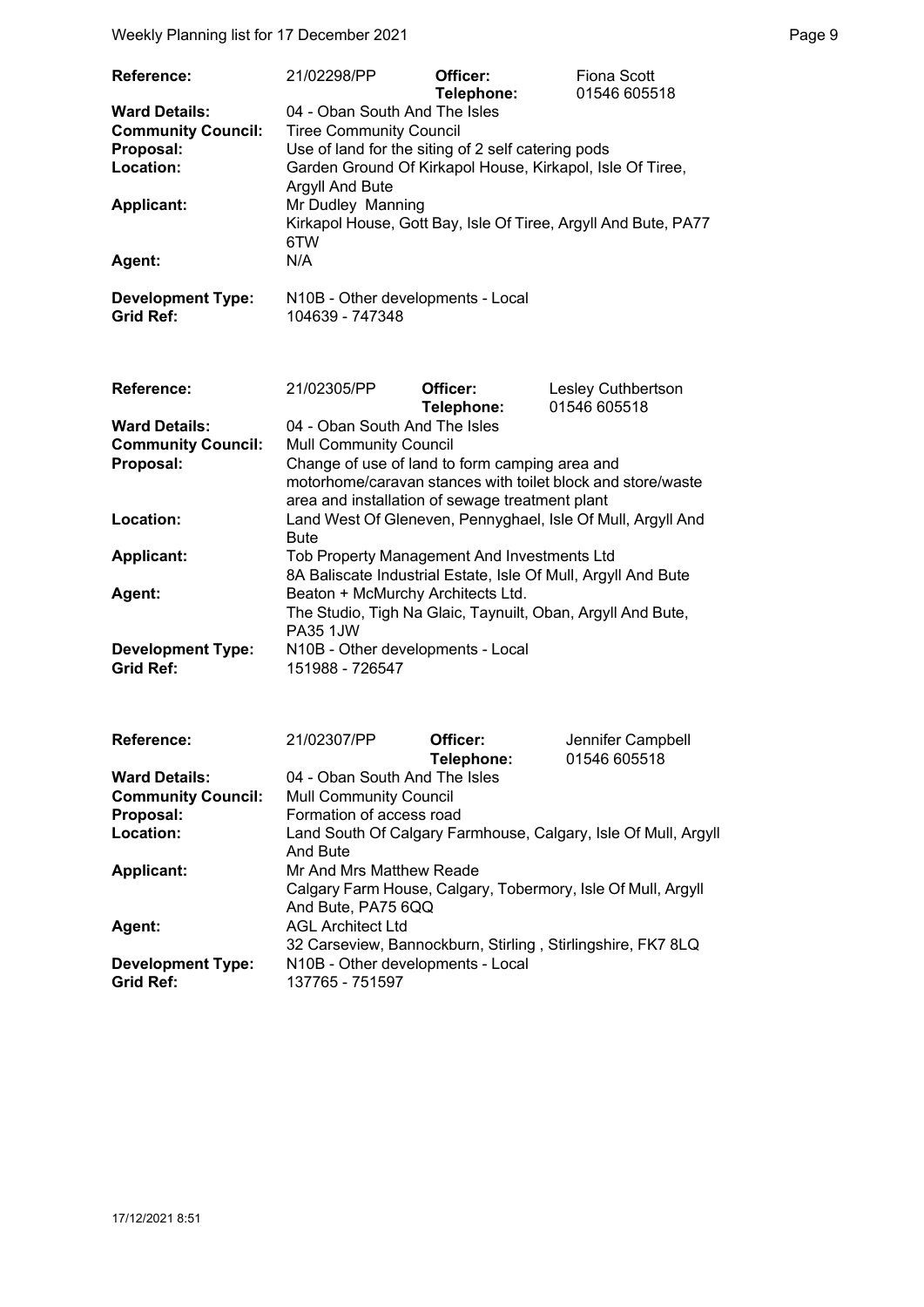| | | | |
|---|---|---|---|
| **Reference:** | 21/02298/PP | **Officer:** **Telephone:** | Fiona Scott 01546 605518 |
| **Ward Details:** | 04 - Oban South And The Isles | | |
| **Community Council:** | Tiree Community Council | | |
| **Proposal:** | Use of land for the siting of 2 self catering pods | | |
| **Location:** | Garden Ground Of Kirkapol House, Kirkapol, Isle Of Tiree, Argyll And Bute | | |
| **Applicant:** | Mr Dudley Manning Kirkapol House, Gott Bay, Isle Of Tiree, Argyll And Bute, PA77 6TW | | |
| **Agent:** | N/A | | |
| **Development Type:** | N10B - Other developments - Local | | |
| **Grid Ref:** | 104639 - 747348 | | |

| | | | |
|---|---|---|---|
| **Reference:** | 21/02305/PP | **Officer:** **Telephone:** | Lesley Cuthbertson 01546 605518 |
| **Ward Details:** | 04 - Oban South And The Isles | | |
| **Community Council:** | Mull Community Council | | |
| **Proposal:** | Change of use of land to form camping area and motorhome/caravan stances with toilet block and store/waste area and installation of sewage treatment plant | | |
| **Location:** | Land West Of Gleneven, Pennyghael, Isle Of Mull, Argyll And Bute | | |
| **Applicant:** | Tob Property Management And Investments Ltd 8A Baliscate Industrial Estate, Isle Of Mull, Argyll And Bute | | |
| **Agent:** | Beaton + McMurchy Architects Ltd. The Studio, Tigh Na Glaic, Taynuilt, Oban, Argyll And Bute, PA35 1JW | | |
| **Development Type:** | N10B - Other developments - Local | | |
| **Grid Ref:** | 151988 - 726547 | | |

| | | | |
|---|---|---|---|
| **Reference:** | 21/02307/PP | **Officer:** **Telephone:** | Jennifer Campbell 01546 605518 |
| **Ward Details:** | 04 - Oban South And The Isles | | |
| **Community Council:** | Mull Community Council | | |
| **Proposal:** | Formation of access road | | |
| **Location:** | Land South Of Calgary Farmhouse, Calgary, Isle Of Mull, Argyll And Bute | | |
| **Applicant:** | Mr And Mrs Matthew Reade Calgary Farm House, Calgary, Tobermory, Isle Of Mull, Argyll And Bute, PA75 6QQ | | |
| **Agent:** | AGL Architect Ltd 32 Carseview, Bannockburn, Stirling , Stirlingshire, FK7 8LQ | | |
| **Development Type:** | N10B - Other developments - Local | | |
| **Grid Ref:** | 137765 - 751597 | | |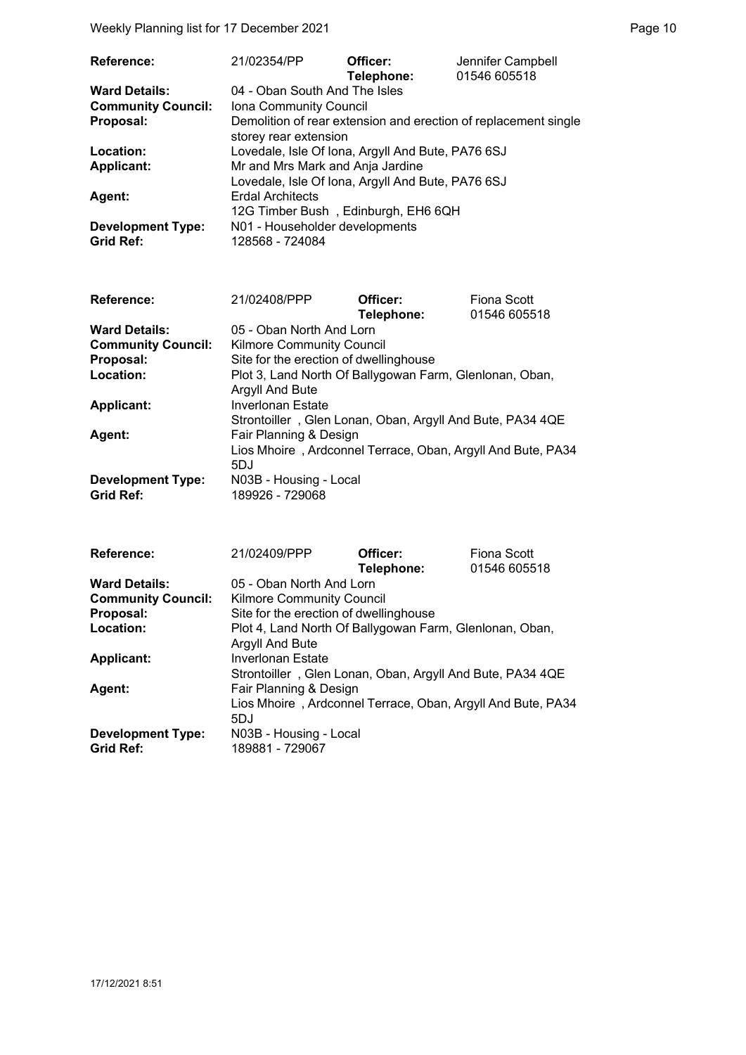| Reference: | 21/02354/PP | Officer: Telephone: | Jennifer Campbell 01546 605518 |
|---|---|---|---|
| **Ward Details:** | 04 - Oban South And The Isles | | |
| **Community Council:** | Iona Community Council | | |
| **Proposal:** | Demolition of rear extension and erection of replacement single storey rear extension | | |
| **Location:** | Lovedale, Isle Of Iona, Argyll And Bute, PA76 6SJ | | |
| **Applicant:** | Mr and Mrs Mark and Anja Jardine<br>Lovedale, Isle Of Iona, Argyll And Bute, PA76 6SJ | | |
| **Agent:** | Erdal Architects<br>12G Timber Bush , Edinburgh, EH6 6QH | | |
| **Development Type:** | N01 - Householder developments | | |
| **Grid Ref:** | 128568 - 724084 | | |

| Reference: | 21/02408/PPP | Officer: Telephone: | Fiona Scott 01546 605518 |
|---|---|---|---|
| **Ward Details:** | 05 - Oban North And Lorn | | |
| **Community Council:** | Kilmore Community Council | | |
| **Proposal:** | Site for the erection of dwellinghouse | | |
| **Location:** | Plot 3, Land North Of Ballygowan Farm, Glenlonan, Oban, Argyll And Bute | | |
| **Applicant:** | Inverlonan Estate<br>Strontoiller , Glen Lonan, Oban, Argyll And Bute, PA34 4QE | | |
| **Agent:** | Fair Planning & Design<br>Lios Mhoire , Ardconnel Terrace, Oban, Argyll And Bute, PA34 5DJ | | |
| **Development Type:** | N03B - Housing - Local | | |
| **Grid Ref:** | 189926 - 729068 | | |

| Reference: | 21/02409/PPP | Officer: Telephone: | Fiona Scott 01546 605518 |
|---|---|---|---|
| **Ward Details:** | 05 - Oban North And Lorn | | |
| **Community Council:** | Kilmore Community Council | | |
| **Proposal:** | Site for the erection of dwellinghouse | | |
| **Location:** | Plot 4, Land North Of Ballygowan Farm, Glenlonan, Oban, Argyll And Bute | | |
| **Applicant:** | Inverlonan Estate<br>Strontoiller , Glen Lonan, Oban, Argyll And Bute, PA34 4QE | | |
| **Agent:** | Fair Planning & Design<br>Lios Mhoire , Ardconnel Terrace, Oban, Argyll And Bute, PA34 5DJ | | |
| **Development Type:** | N03B - Housing - Local | | |
| **Grid Ref:** | 189881 - 729067 | | |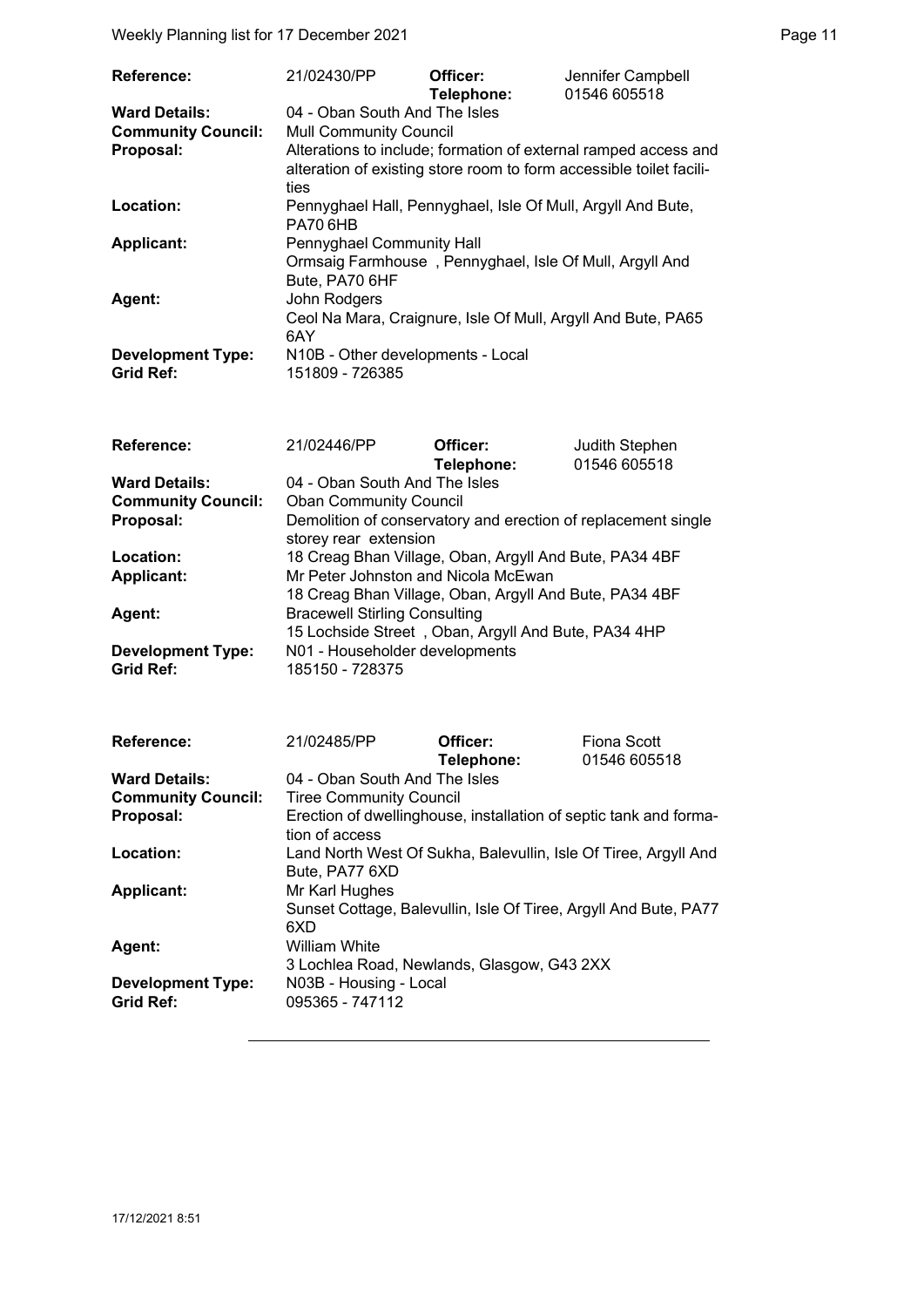| | | | |
|---|---|---|---|
| **Reference:** | 21/02430/PP | **Officer:** **Telephone:** | Jennifer Campbell 01546 605518 |
| **Ward Details:** | 04 - Oban South And The Isles | | |
| **Community Council:** | Mull Community Council | | |
| **Proposal:** | Alterations to include; formation of external ramped access and alteration of existing store room to form accessible toilet facilities | | |
| **Location:** | Pennyghael Hall, Pennyghael, Isle Of Mull, Argyll And Bute, PA70 6HB | | |
| **Applicant:** | Pennyghael Community Hall Ormsaig Farmhouse , Pennyghael, Isle Of Mull, Argyll And Bute, PA70 6HF | | |
| **Agent:** | John Rodgers Ceol Na Mara, Craignure, Isle Of Mull, Argyll And Bute, PA65 6AY | | |
| **Development Type:** | N10B - Other developments - Local | | |
| **Grid Ref:** | 151809 - 726385 | | |

| | | | |
|---|---|---|---|
| **Reference:** | 21/02446/PP | **Officer:** **Telephone:** | Judith Stephen 01546 605518 |
| **Ward Details:** | 04 - Oban South And The Isles | | |
| **Community Council:** | Oban Community Council | | |
| **Proposal:** | Demolition of conservatory and erection of replacement single storey rear extension | | |
| **Location:** | 18 Creag Bhan Village, Oban, Argyll And Bute, PA34 4BF | | |
| **Applicant:** | Mr Peter Johnston and Nicola McEwan 18 Creag Bhan Village, Oban, Argyll And Bute, PA34 4BF | | |
| **Agent:** | Bracewell Stirling Consulting 15 Lochside Street , Oban, Argyll And Bute, PA34 4HP | | |
| **Development Type:** | N01 - Householder developments | | |
| **Grid Ref:** | 185150 - 728375 | | |

| | | | |
|---|---|---|---|
| **Reference:** | 21/02485/PP | **Officer:** **Telephone:** | Fiona Scott 01546 605518 |
| **Ward Details:** | 04 - Oban South And The Isles | | |
| **Community Council:** | Tiree Community Council | | |
| **Proposal:** | Erection of dwellinghouse, installation of septic tank and formation of access | | |
| **Location:** | Land North West Of Sukha, Balevullin, Isle Of Tiree, Argyll And Bute, PA77 6XD | | |
| **Applicant:** | Mr Karl Hughes Sunset Cottage, Balevullin, Isle Of Tiree, Argyll And Bute, PA77 6XD | | |
| **Agent:** | William White 3 Lochlea Road, Newlands, Glasgow, G43 2XX | | |
| **Development Type:** | N03B - Housing - Local | | |
| **Grid Ref:** | 095365 - 747112 | | |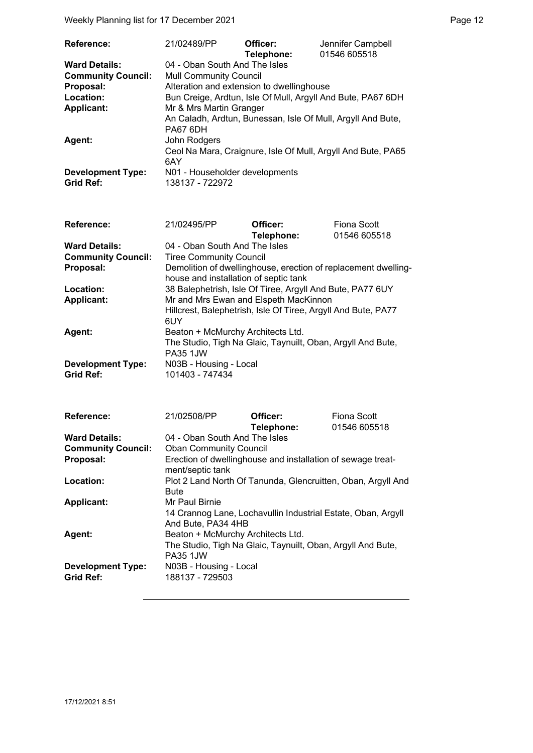| | | | |
|---|---|---|---|
| **Reference:** | 21/02489/PP | **Officer:** **Telephone:** | Jennifer Campbell 01546 605518 |
| **Ward Details:** | 04 - Oban South And The Isles | | |
| **Community Council:** | Mull Community Council | | |
| **Proposal:** | Alteration and extension to dwellinghouse | | |
| **Location:** | Bun Creige, Ardtun, Isle Of Mull, Argyll And Bute, PA67 6DH | | |
| **Applicant:** | Mr & Mrs Martin Granger An Caladh, Ardtun, Bunessan, Isle Of Mull, Argyll And Bute, PA67 6DH | | |
| **Agent:** | John Rodgers Ceol Na Mara, Craignure, Isle Of Mull, Argyll And Bute, PA65 6AY | | |
| **Development Type:** | N01 - Householder developments | | |
| **Grid Ref:** | 138137 - 722972 | | |

| | | | |
|---|---|---|---|
| **Reference:** | 21/02495/PP | **Officer:** **Telephone:** | Fiona Scott 01546 605518 |
| **Ward Details:** | 04 - Oban South And The Isles | | |
| **Community Council:** | Tiree Community Council | | |
| **Proposal:** | Demolition of dwellinghouse, erection of replacement dwelling-house and installation of septic tank | | |
| **Location:** | 38 Balephetrish, Isle Of Tiree, Argyll And Bute, PA77 6UY | | |
| **Applicant:** | Mr and Mrs Ewan and Elspeth MacKinnon Hillcrest, Balephetrish, Isle Of Tiree, Argyll And Bute, PA77 6UY | | |
| **Agent:** | Beaton + McMurchy Architects Ltd. The Studio, Tigh Na Glaic, Taynuilt, Oban, Argyll And Bute, PA35 1JW | | |
| **Development Type:** | N03B - Housing - Local | | |
| **Grid Ref:** | 101403 - 747434 | | |

| | | | |
|---|---|---|---|
| **Reference:** | 21/02508/PP | **Officer:** **Telephone:** | Fiona Scott 01546 605518 |
| **Ward Details:** | 04 - Oban South And The Isles | | |
| **Community Council:** | Oban Community Council | | |
| **Proposal:** | Erection of dwellinghouse and installation of sewage treat-ment/septic tank | | |
| **Location:** | Plot 2 Land North Of Tanunda, Glencruitten, Oban, Argyll And Bute | | |
| **Applicant:** | Mr Paul Birnie 14 Crannog Lane, Lochavullin Industrial Estate, Oban, Argyll And Bute, PA34 4HB | | |
| **Agent:** | Beaton + McMurchy Architects Ltd. The Studio, Tigh Na Glaic, Taynuilt, Oban, Argyll And Bute, PA35 1JW | | |
| **Development Type:** | N03B - Housing - Local | | |
| **Grid Ref:** | 188137 - 729503 | | |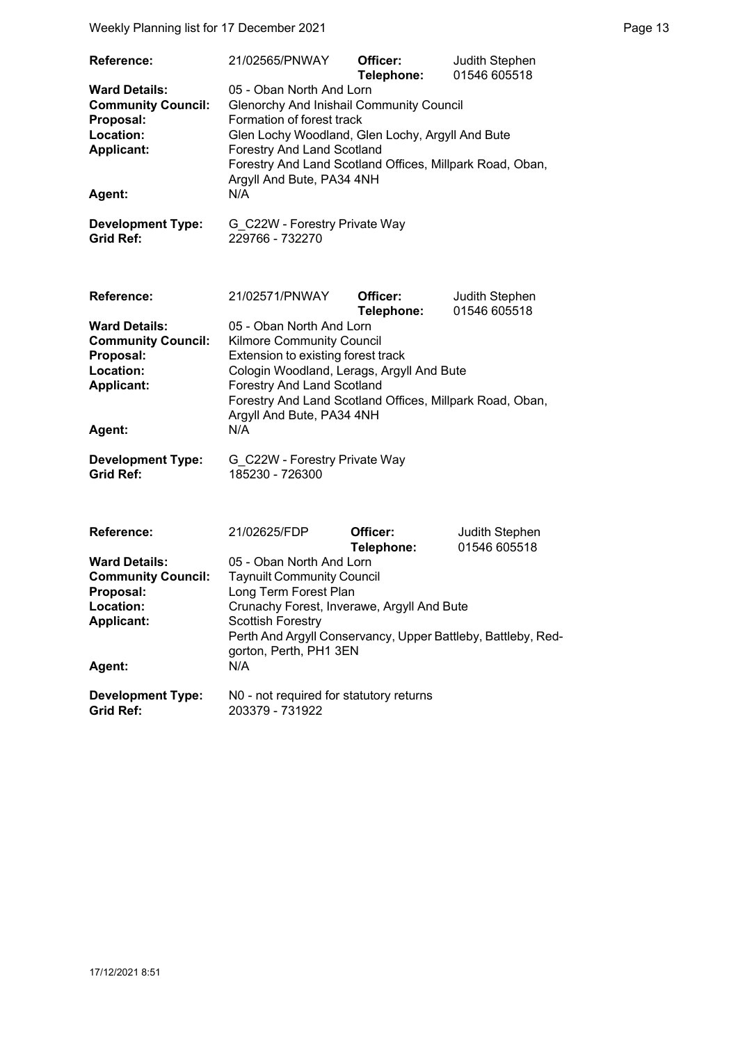| | | | |
|---|---|---|---|
| **Reference:** | 21/02565/PNWAY | **Officer:** **Telephone:** | Judith Stephen 01546 605518 |
| **Ward Details:** | 05 - Oban North And Lorn | | |
| **Community Council:** | Glenorchy And Inishail Community Council | | |
| **Proposal:** | Formation of forest track | | |
| **Location:** | Glen Lochy Woodland, Glen Lochy, Argyll And Bute | | |
| **Applicant:** | Forestry And Land Scotland<br>Forestry And Land Scotland Offices, Millpark Road, Oban, Argyll And Bute, PA34 4NH | | |
| **Agent:** | N/A | | |
| **Development Type:** | G_C22W - Forestry Private Way | | |
| **Grid Ref:** | 229766 - 732270 | | |

| | | | |
|---|---|---|---|
| **Reference:** | 21/02571/PNWAY | **Officer:** **Telephone:** | Judith Stephen 01546 605518 |
| **Ward Details:** | 05 - Oban North And Lorn | | |
| **Community Council:** | Kilmore Community Council | | |
| **Proposal:** | Extension to existing forest track | | |
| **Location:** | Cologin Woodland, Lerags, Argyll And Bute | | |
| **Applicant:** | Forestry And Land Scotland<br>Forestry And Land Scotland Offices, Millpark Road, Oban, Argyll And Bute, PA34 4NH | | |
| **Agent:** | N/A | | |
| **Development Type:** | G_C22W - Forestry Private Way | | |
| **Grid Ref:** | 185230 - 726300 | | |

| | | | |
|---|---|---|---|
| **Reference:** | 21/02625/FDP | **Officer:** **Telephone:** | Judith Stephen 01546 605518 |
| **Ward Details:** | 05 - Oban North And Lorn | | |
| **Community Council:** | Taynuilt Community Council | | |
| **Proposal:** | Long Term Forest Plan | | |
| **Location:** | Crunachy Forest, Inverawe, Argyll And Bute | | |
| **Applicant:** | Scottish Forestry<br>Perth And Argyll Conservancy, Upper Battleby, Battleby, Redgorton, Perth, PH1 3EN | | |
| **Agent:** | N/A | | |
| **Development Type:** | N0 - not required for statutory returns | | |
| **Grid Ref:** | 203379 - 731922 | | |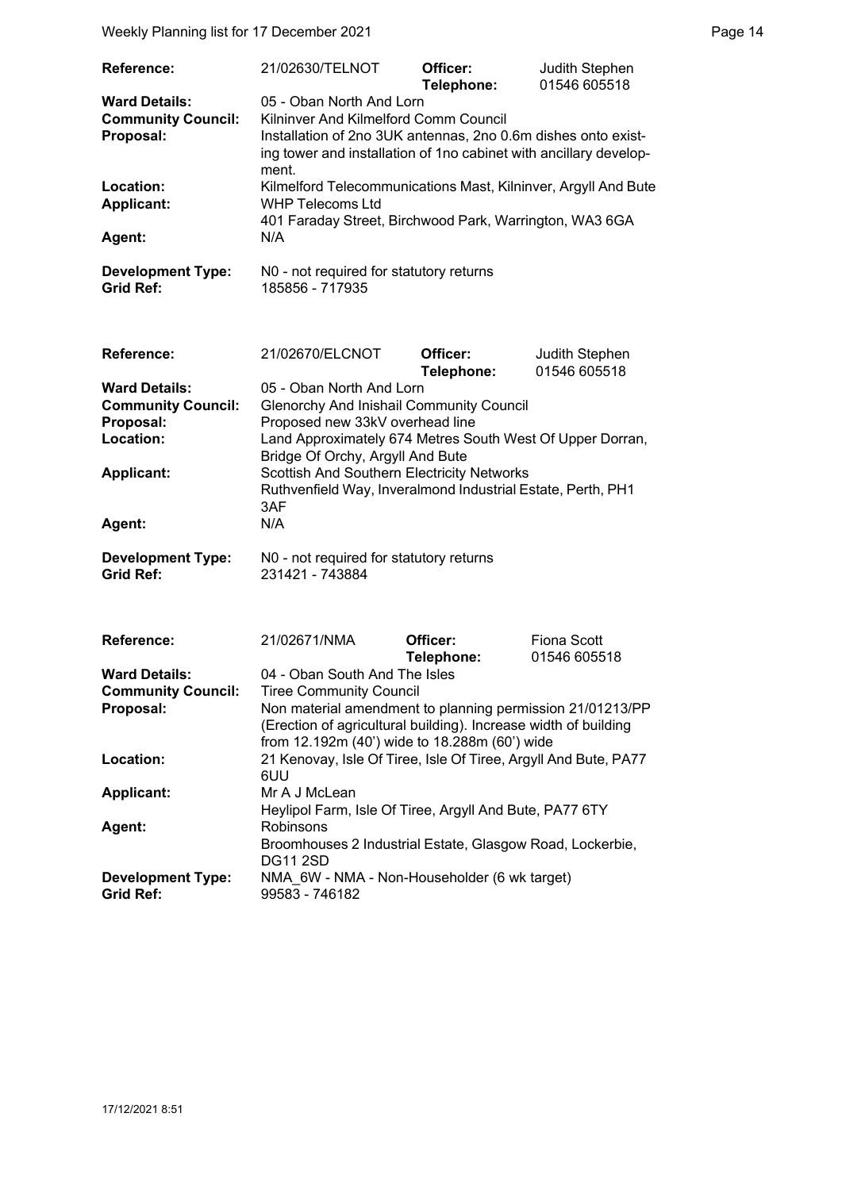| | | | |
|---|---|---|---|
| **Reference:** | 21/02630/TELNOT | **Officer:** **Telephone:** | Judith Stephen 01546 605518 |
| **Ward Details:** | 05 - Oban North And Lorn | | |
| **Community Council:** | Kilninver And Kilmelford Comm Council | | |
| **Proposal:** | Installation of 2no 3UK antennas, 2no 0.6m dishes onto existing tower and installation of 1no cabinet with ancillary development. | | |
| **Location:** | Kilmelford Telecommunications Mast, Kilninver, Argyll And Bute | | |
| **Applicant:** | WHP Telecoms Ltd 401 Faraday Street, Birchwood Park, Warrington, WA3 6GA | | |
| **Agent:** | N/A | | |
| **Development Type:** | N0 - not required for statutory returns | | |
| **Grid Ref:** | 185856 - 717935 | | |

| | | | |
|---|---|---|---|
| **Reference:** | 21/02670/ELCNOT | **Officer:** **Telephone:** | Judith Stephen 01546 605518 |
| **Ward Details:** | 05 - Oban North And Lorn | | |
| **Community Council:** | Glenorchy And Inishail Community Council | | |
| **Proposal:** | Proposed new 33kV overhead line | | |
| **Location:** | Land Approximately 674 Metres South West Of Upper Dorran, Bridge Of Orchy, Argyll And Bute | | |
| **Applicant:** | Scottish And Southern Electricity Networks Ruthvenfield Way, Inveralmond Industrial Estate, Perth, PH1 3AF | | |
| **Agent:** | N/A | | |
| **Development Type:** | N0 - not required for statutory returns | | |
| **Grid Ref:** | 231421 - 743884 | | |

| | | | |
|---|---|---|---|
| **Reference:** | 21/02671/NMA | **Officer:** **Telephone:** | Fiona Scott 01546 605518 |
| **Ward Details:** | 04 - Oban South And The Isles | | |
| **Community Council:** | Tiree Community Council | | |
| **Proposal:** | Non material amendment to planning permission 21/01213/PP (Erection of agricultural building). Increase width of building from 12.192m (40') wide to 18.288m (60') wide | | |
| **Location:** | 21 Kenovay, Isle Of Tiree, Isle Of Tiree, Argyll And Bute, PA77 6UU | | |
| **Applicant:** | Mr A J McLean Heylipol Farm, Isle Of Tiree, Argyll And Bute, PA77 6TY | | |
| **Agent:** | Robinsons Broomhouses 2 Industrial Estate, Glasgow Road, Lockerbie, DG11 2SD | | |
| **Development Type:** | NMA_6W - NMA - Non-Householder (6 wk target) | | |
| **Grid Ref:** | 99583 - 746182 | | |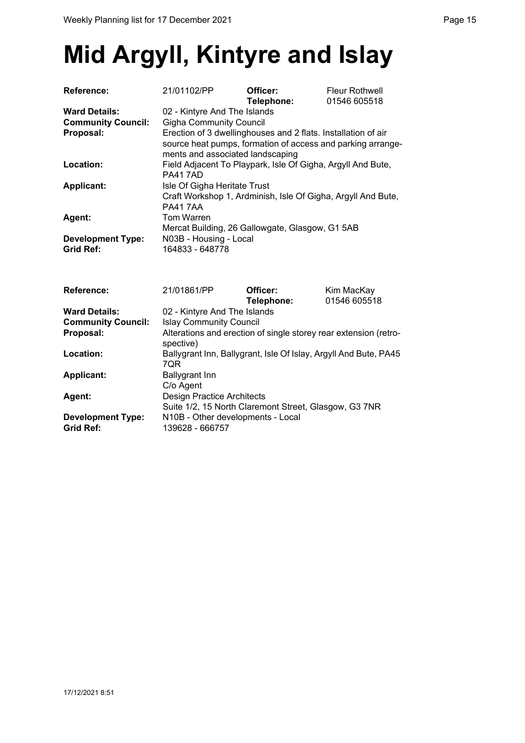# Mid Argyll, Kintyre and Islay

| | | | |
|---|---|---|---|
| **Reference:** | 21/01102/PP | **Officer:** **Telephone:** | Fleur Rothwell 01546 605518 |
| **Ward Details:** | 02 - Kintyre And The Islands | | |
| **Community Council:** | Gigha Community Council | | |
| **Proposal:** | Erection of 3 dwellinghouses and 2 flats. Installation of air source heat pumps, formation of access and parking arrangements and associated landscaping | | |
| **Location:** | Field Adjacent To Playpark, Isle Of Gigha, Argyll And Bute, PA41 7AD | | |
| **Applicant:** | Isle Of Gigha Heritate Trust Craft Workshop 1, Ardminish, Isle Of Gigha, Argyll And Bute, PA41 7AA | | |
| **Agent:** | Tom Warren Mercat Building, 26 Gallowgate, Glasgow, G1 5AB | | |
| **Development Type:** | N03B - Housing - Local | | |
| **Grid Ref:** | 164833 - 648778 | | |

| | | | |
|---|---|---|---|
| **Reference:** | 21/01861/PP | **Officer:** **Telephone:** | Kim MacKay 01546 605518 |
| **Ward Details:** | 02 - Kintyre And The Islands | | |
| **Community Council:** | Islay Community Council | | |
| **Proposal:** | Alterations and erection of single storey rear extension (retrospective) | | |
| **Location:** | Ballygrant Inn, Ballygrant, Isle Of Islay, Argyll And Bute, PA45 7QR | | |
| **Applicant:** | Ballygrant Inn C/o Agent | | |
| **Agent:** | Design Practice Architects Suite 1/2, 15 North Claremont Street, Glasgow, G3 7NR | | |
| **Development Type:** | N10B - Other developments - Local | | |
| **Grid Ref:** | 139628 - 666757 | | |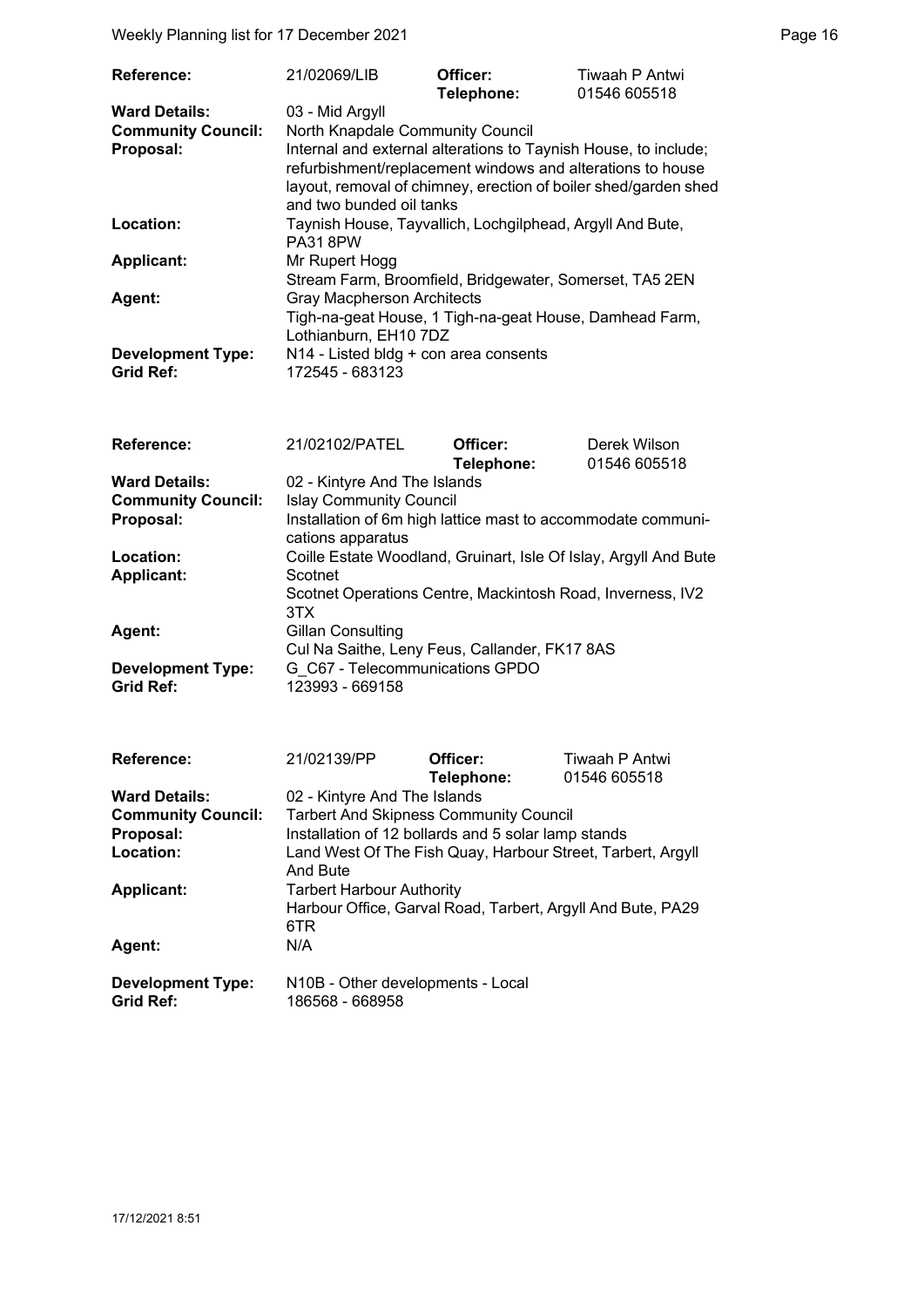| | | | |
|---|---|---|---|
| **Reference:** | 21/02069/LIB | **Officer:** **Telephone:** | Tiwaah P Antwi 01546 605518 |
| **Ward Details:** | 03 - Mid Argyll | | |
| **Community Council:** | North Knapdale Community Council | | |
| **Proposal:** | Internal and external alterations to Taynish House, to include; refurbishment/replacement windows and alterations to house layout, removal of chimney, erection of boiler shed/garden shed and two bunded oil tanks | | |
| **Location:** | Taynish House, Tayvallich, Lochgilphead, Argyll And Bute, PA31 8PW | | |
| **Applicant:** | Mr Rupert Hogg Stream Farm, Broomfield, Bridgewater, Somerset, TA5 2EN | | |
| **Agent:** | Gray Macpherson Architects Tigh-na-geat House, 1 Tigh-na-geat House, Damhead Farm, Lothianburn, EH10 7DZ | | |
| **Development Type:** | N14 - Listed bldg + con area consents | | |
| **Grid Ref:** | 172545 - 683123 | | |

| | | | |
|---|---|---|---|
| **Reference:** | 21/02102/PATEL | **Officer:** **Telephone:** | Derek Wilson 01546 605518 |
| **Ward Details:** | 02 - Kintyre And The Islands | | |
| **Community Council:** | Islay Community Council | | |
| **Proposal:** | Installation of 6m high lattice mast to accommodate communications apparatus | | |
| **Location:** | Coille Estate Woodland, Gruinart, Isle Of Islay, Argyll And Bute | | |
| **Applicant:** | Scotnet Scotnet Operations Centre, Mackintosh Road, Inverness, IV2 3TX | | |
| **Agent:** | Gillan Consulting Cul Na Saithe, Leny Feus, Callander, FK17 8AS | | |
| **Development Type:** | G_C67 - Telecommunications GPDO | | |
| **Grid Ref:** | 123993 - 669158 | | |

| | | | |
|---|---|---|---|
| **Reference:** | 21/02139/PP | **Officer:** **Telephone:** | Tiwaah P Antwi 01546 605518 |
| **Ward Details:** | 02 - Kintyre And The Islands | | |
| **Community Council:** | Tarbert And Skipness Community Council | | |
| **Proposal:** | Installation of 12 bollards and 5 solar lamp stands | | |
| **Location:** | Land West Of The Fish Quay, Harbour Street, Tarbert, Argyll And Bute | | |
| **Applicant:** | Tarbert Harbour Authority Harbour Office, Garval Road, Tarbert, Argyll And Bute, PA29 6TR | | |
| **Agent:** | N/A | | |
| **Development Type:** | N10B - Other developments - Local | | |
| **Grid Ref:** | 186568 - 668958 | | |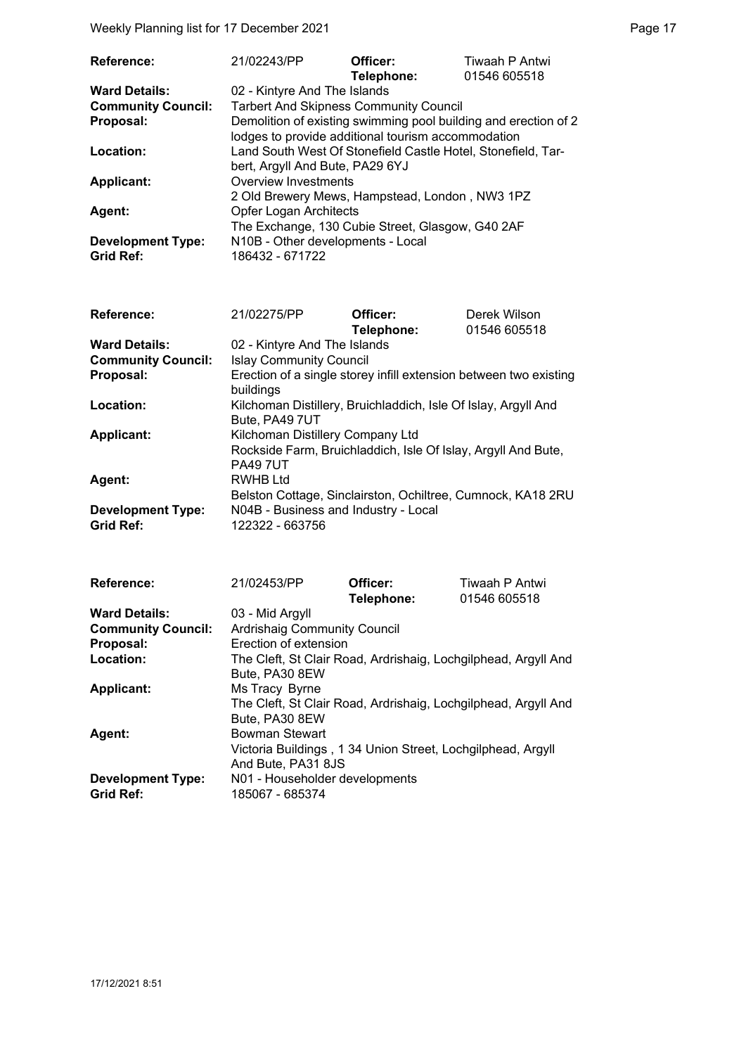| | | | |
|---|---|---|---|
| **Reference:** | 21/02243/PP | **Officer:** **Telephone:** | Tiwaah P Antwi 01546 605518 |
| **Ward Details:** | 02 - Kintyre And The Islands | | |
| **Community Council:** | Tarbert And Skipness Community Council | | |
| **Proposal:** | Demolition of existing swimming pool building and erection of 2 lodges to provide additional tourism accommodation | | |
| **Location:** | Land South West Of Stonefield Castle Hotel, Stonefield, Tarbert, Argyll And Bute, PA29 6YJ | | |
| **Applicant:** | Overview Investments 2 Old Brewery Mews, Hampstead, London , NW3 1PZ | | |
| **Agent:** | Opfer Logan Architects The Exchange, 130 Cubie Street, Glasgow, G40 2AF | | |
| **Development Type:** | N10B - Other developments - Local | | |
| **Grid Ref:** | 186432 - 671722 | | |

| | | | |
|---|---|---|---|
| **Reference:** | 21/02275/PP | **Officer:** **Telephone:** | Derek Wilson 01546 605518 |
| **Ward Details:** | 02 - Kintyre And The Islands | | |
| **Community Council:** | Islay Community Council | | |
| **Proposal:** | Erection of a single storey infill extension between two existing buildings | | |
| **Location:** | Kilchoman Distillery, Bruichladdich, Isle Of Islay, Argyll And Bute, PA49 7UT | | |
| **Applicant:** | Kilchoman Distillery Company Ltd Rockside Farm, Bruichladdich, Isle Of Islay, Argyll And Bute, PA49 7UT | | |
| **Agent:** | RWHB Ltd Belston Cottage, Sinclairston, Ochiltree, Cumnock, KA18 2RU | | |
| **Development Type:** | N04B - Business and Industry - Local | | |
| **Grid Ref:** | 122322 - 663756 | | |

| | | | |
|---|---|---|---|
| **Reference:** | 21/02453/PP | **Officer:** **Telephone:** | Tiwaah P Antwi 01546 605518 |
| **Ward Details:** | 03 - Mid Argyll | | |
| **Community Council:** | Ardrishaig Community Council | | |
| **Proposal:** | Erection of extension | | |
| **Location:** | The Cleft, St Clair Road, Ardrishaig, Lochgilphead, Argyll And Bute, PA30 8EW | | |
| **Applicant:** | Ms Tracy Byrne The Cleft, St Clair Road, Ardrishaig, Lochgilphead, Argyll And Bute, PA30 8EW | | |
| **Agent:** | Bowman Stewart Victoria Buildings , 1 34 Union Street, Lochgilphead, Argyll And Bute, PA31 8JS | | |
| **Development Type:** | N01 - Householder developments | | |
| **Grid Ref:** | 185067 - 685374 | | |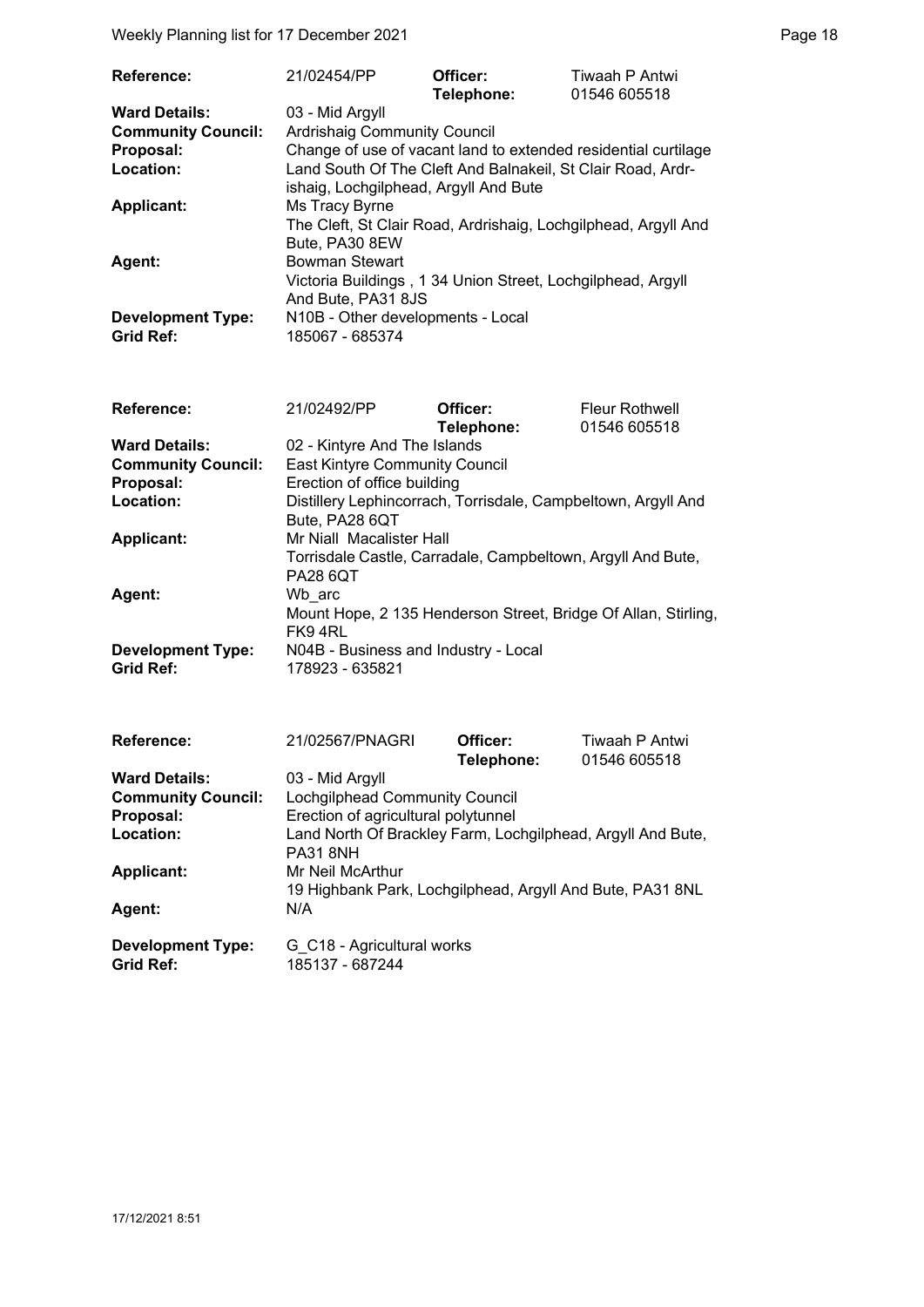| Reference: | 21/02454/PP | Officer: | Tiwaah P Antwi |
|---|---|---|---|
| | | Telephone: | 01546 605518 |
| Ward Details: | 03 - Mid Argyll | | |
| Community Council: | Ardrishaig Community Council | | |
| Proposal: | Change of use of vacant land to extended residential curtilage | | |
| Location: | Land South Of The Cleft And Balnakeil, St Clair Road, Ardrishaig, Lochgilphead, Argyll And Bute | | |
| Applicant: | Ms Tracy Byrne<br>The Cleft, St Clair Road, Ardrishaig, Lochgilphead, Argyll And Bute, PA30 8EW | | |
| Agent: | Bowman Stewart<br>Victoria Buildings , 1 34 Union Street, Lochgilphead, Argyll And Bute, PA31 8JS | | |
| Development Type: | N10B - Other developments - Local | | |
| Grid Ref: | 185067 - 685374 | | |

| Reference: | 21/02492/PP | Officer: | Fleur Rothwell |
|---|---|---|---|
| | | Telephone: | 01546 605518 |
| Ward Details: | 02 - Kintyre And The Islands | | |
| Community Council: | East Kintyre Community Council | | |
| Proposal: | Erection of office building | | |
| Location: | Distillery Lephincorrach, Torrisdale, Campbeltown, Argyll And Bute, PA28 6QT | | |
| Applicant: | Mr Niall Macalister Hall<br>Torrisdale Castle, Carradale, Campbeltown, Argyll And Bute, PA28 6QT | | |
| Agent: | Wb_arc<br>Mount Hope, 2 135 Henderson Street, Bridge Of Allan, Stirling, FK9 4RL | | |
| Development Type: | N04B - Business and Industry - Local | | |
| Grid Ref: | 178923 - 635821 | | |

| Reference: | 21/02567/PNAGRI | Officer: | Tiwaah P Antwi |
|---|---|---|---|
| | | Telephone: | 01546 605518 |
| Ward Details: | 03 - Mid Argyll | | |
| Community Council: | Lochgilphead Community Council | | |
| Proposal: | Erection of agricultural polytunnel | | |
| Location: | Land North Of Brackley Farm, Lochgilphead, Argyll And Bute, PA31 8NH | | |
| Applicant: | Mr Neil McArthur<br>19 Highbank Park, Lochgilphead, Argyll And Bute, PA31 8NL | | |
| Agent: | N/A | | |
| Development Type: | G_C18 - Agricultural works | | |
| Grid Ref: | 185137 - 687244 | | |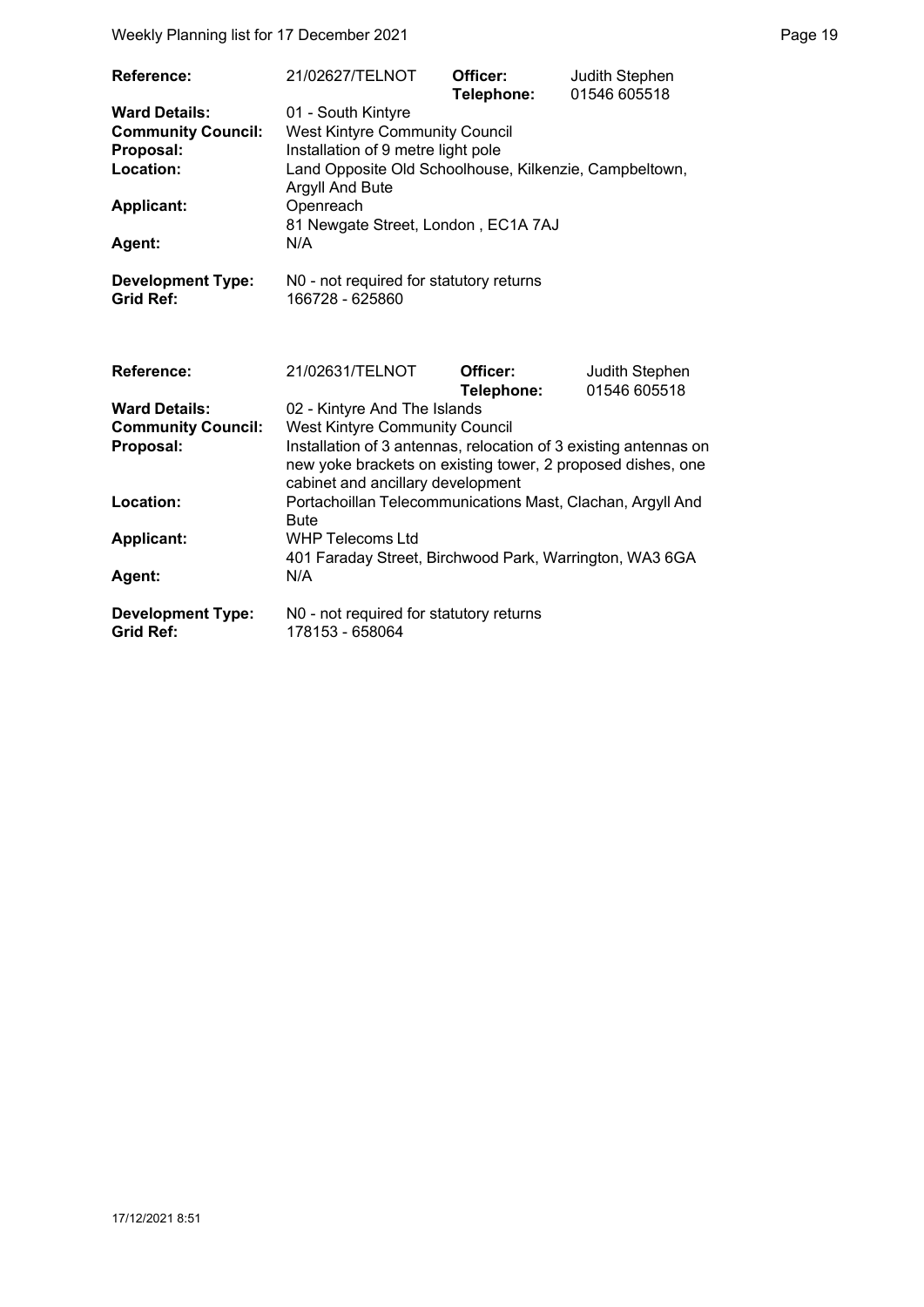| | | | |
|---|---|---|---|
| **Reference:** | 21/02627/TELNOT | **Officer:** **Telephone:** | Judith Stephen 01546 605518 |
| **Ward Details:** | 01 - South Kintyre | | |
| **Community Council:** | West Kintyre Community Council | | |
| **Proposal:** | Installation of 9 metre light pole | | |
| **Location:** | Land Opposite Old Schoolhouse, Kilkenzie, Campbeltown, Argyll And Bute | | |
| **Applicant:** | Openreach 81 Newgate Street, London , EC1A 7AJ | | |
| **Agent:** | N/A | | |
| **Development Type:** | N0 - not required for statutory returns | | |
| **Grid Ref:** | 166728 - 625860 | | |

| | | | |
|---|---|---|---|
| **Reference:** | 21/02631/TELNOT | **Officer:** **Telephone:** | Judith Stephen 01546 605518 |
| **Ward Details:** | 02 - Kintyre And The Islands | | |
| **Community Council:** | West Kintyre Community Council | | |
| **Proposal:** | Installation of 3 antennas, relocation of 3 existing antennas on new yoke brackets on existing tower, 2 proposed dishes, one cabinet and ancillary development | | |
| **Location:** | Portachoillan Telecommunications Mast, Clachan, Argyll And Bute | | |
| **Applicant:** | WHP Telecoms Ltd 401 Faraday Street, Birchwood Park, Warrington, WA3 6GA | | |
| **Agent:** | N/A | | |
| **Development Type:** | N0 - not required for statutory returns | | |
| **Grid Ref:** | 178153 - 658064 | | |